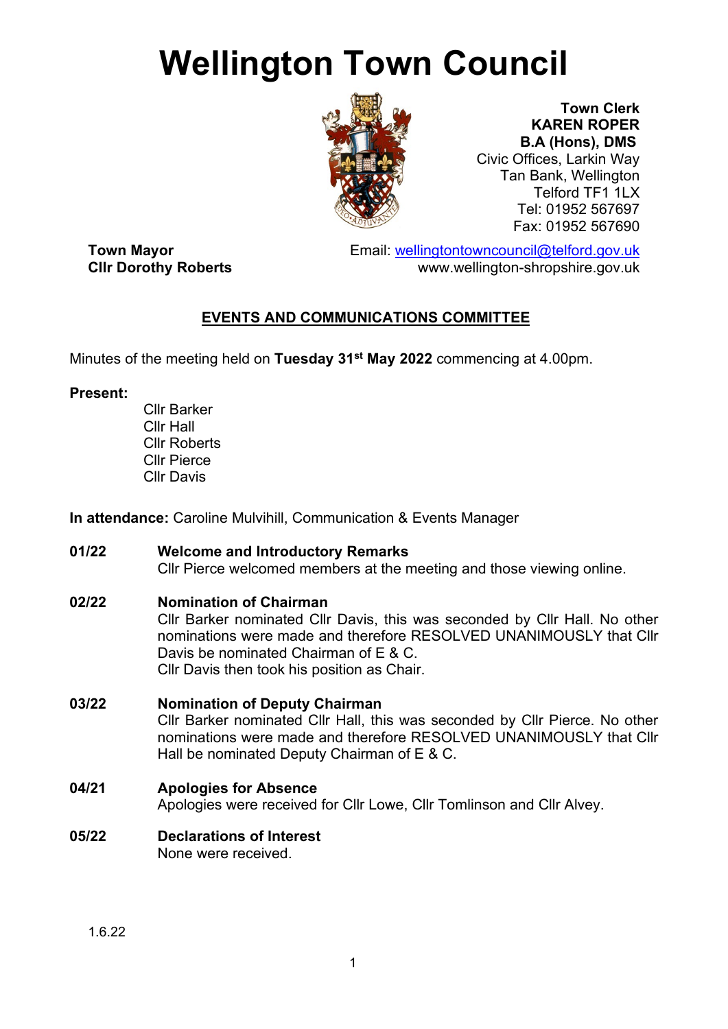# Wellington Town Council

**Town Clerk**
**KAREN ROPER**
**B.A (Hons), DMS**
Civic Offices, Larkin Way
Tan Bank, Wellington
Telford TF1 1LX
Tel: 01952 567697
Fax: 01952 567690

**Town Mayor**
**Cllr Dorothy Roberts**

Email: wellingtontowncouncil@telford.gov.uk
www.wellington-shropshire.gov.uk

## EVENTS AND COMMUNICATIONS COMMITTEE

Minutes of the meeting held on **Tuesday 31st May 2022** commencing at 4.00pm.

**Present:**

Cllr Barker
Cllr Hall
Cllr Roberts
Cllr Pierce
Cllr Davis

**In attendance:** Caroline Mulvihill, Communication & Events Manager

**01/22 Welcome and Introductory Remarks**

Cllr Pierce welcomed members at the meeting and those viewing online.

**02/22 Nomination of Chairman**

Cllr Barker nominated Cllr Davis, this was seconded by Cllr Hall. No other nominations were made and therefore RESOLVED UNANIMOUSLY that Cllr Davis be nominated Chairman of E & C.
Cllr Davis then took his position as Chair.

**03/22 Nomination of Deputy Chairman**

Cllr Barker nominated Cllr Hall, this was seconded by Cllr Pierce. No other nominations were made and therefore RESOLVED UNANIMOUSLY that Cllr Hall be nominated Deputy Chairman of E & C.

**04/21 Apologies for Absence**

Apologies were received for Cllr Lowe, Cllr Tomlinson and Cllr Alvey.

**05/22 Declarations of Interest**

None were received.

1.6.22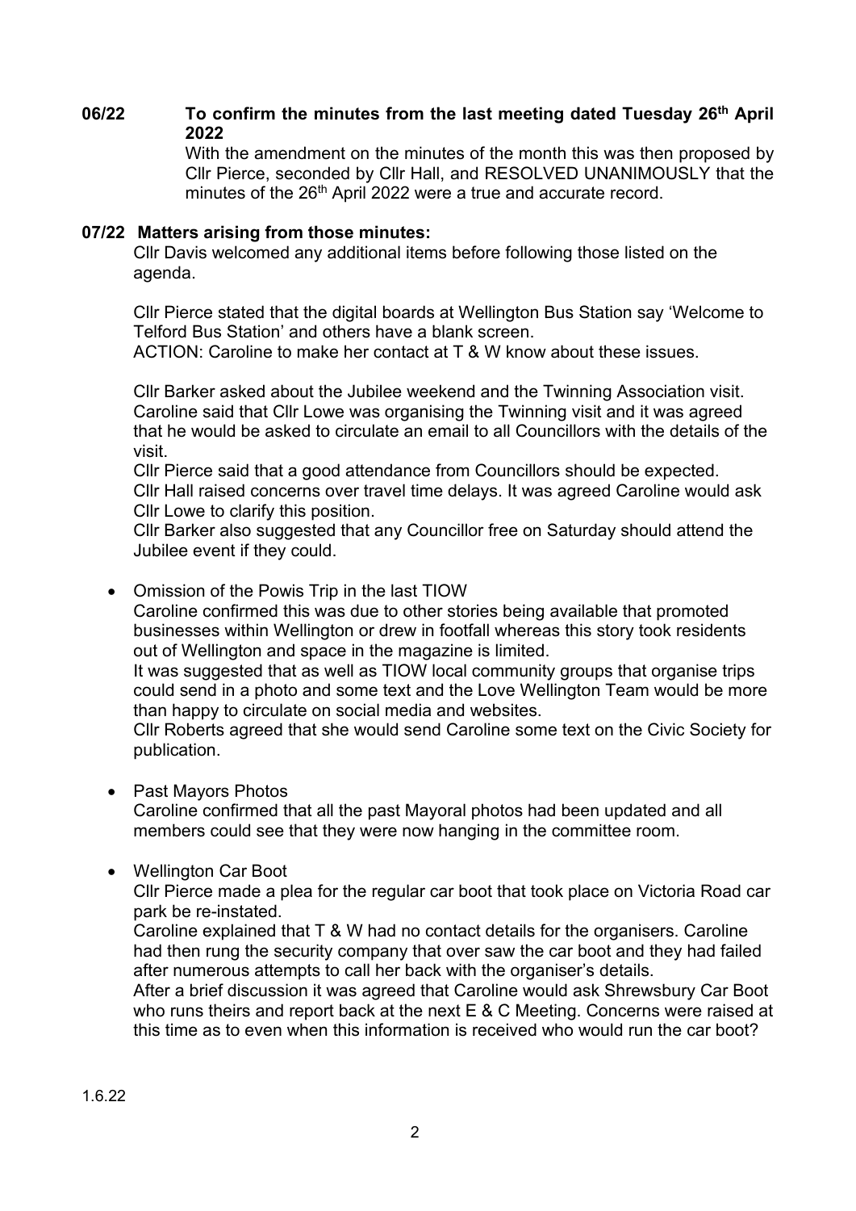**06/22 To confirm the minutes from the last meeting dated Tuesday 26th April 2022**

With the amendment on the minutes of the month this was then proposed by Cllr Pierce, seconded by Cllr Hall, and RESOLVED UNANIMOUSLY that the minutes of the 26th April 2022 were a true and accurate record.

**07/22 Matters arising from those minutes:**

Cllr Davis welcomed any additional items before following those listed on the agenda.

Cllr Pierce stated that the digital boards at Wellington Bus Station say 'Welcome to Telford Bus Station' and others have a blank screen.
ACTION: Caroline to make her contact at T & W know about these issues.

Cllr Barker asked about the Jubilee weekend and the Twinning Association visit. Caroline said that Cllr Lowe was organising the Twinning visit and it was agreed that he would be asked to circulate an email to all Councillors with the details of the visit.
Cllr Pierce said that a good attendance from Councillors should be expected.
Cllr Hall raised concerns over travel time delays. It was agreed Caroline would ask Cllr Lowe to clarify this position.
Cllr Barker also suggested that any Councillor free on Saturday should attend the Jubilee event if they could.

- Omission of the Powis Trip in the last TIOW
  Caroline confirmed this was due to other stories being available that promoted businesses within Wellington or drew in footfall whereas this story took residents out of Wellington and space in the magazine is limited.
  It was suggested that as well as TIOW local community groups that organise trips could send in a photo and some text and the Love Wellington Team would be more than happy to circulate on social media and websites.
  Cllr Roberts agreed that she would send Caroline some text on the Civic Society for publication.

- Past Mayors Photos
  Caroline confirmed that all the past Mayoral photos had been updated and all members could see that they were now hanging in the committee room.

- Wellington Car Boot
  Cllr Pierce made a plea for the regular car boot that took place on Victoria Road car park be re-instated.
  Caroline explained that T & W had no contact details for the organisers. Caroline had then rung the security company that over saw the car boot and they had failed after numerous attempts to call her back with the organiser's details.
  After a brief discussion it was agreed that Caroline would ask Shrewsbury Car Boot who runs theirs and report back at the next E & C Meeting. Concerns were raised at this time as to even when this information is received who would run the car boot?

1.6.22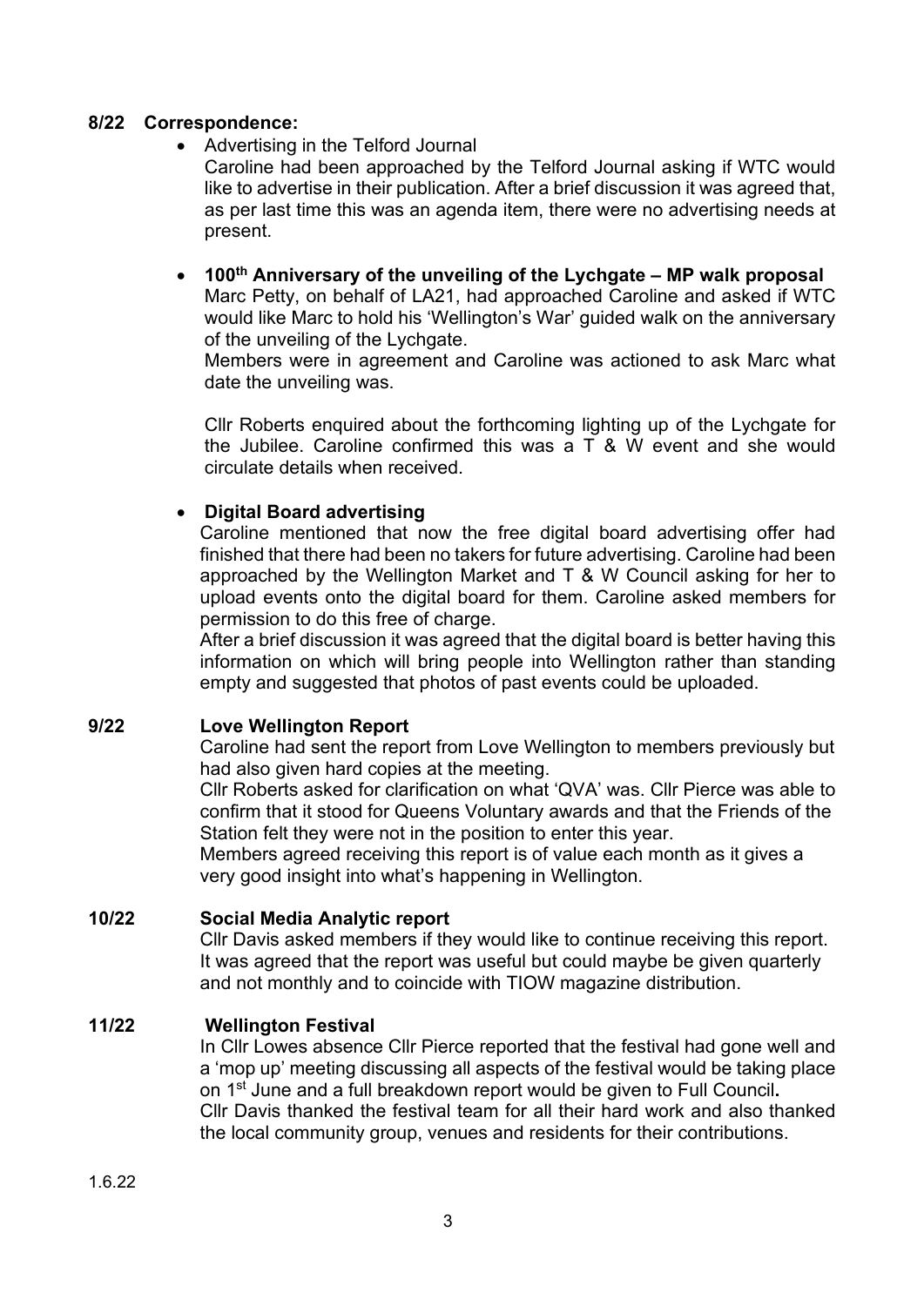**8/22 Correspondence:**

- Advertising in the Telford Journal
  Caroline had been approached by the Telford Journal asking if WTC would like to advertise in their publication. After a brief discussion it was agreed that, as per last time this was an agenda item, there were no advertising needs at present.

- **100th Anniversary of the unveiling of the Lychgate – MP walk proposal**
  Marc Petty, on behalf of LA21, had approached Caroline and asked if WTC would like Marc to hold his 'Wellington's War' guided walk on the anniversary of the unveiling of the Lychgate.
  Members were in agreement and Caroline was actioned to ask Marc what date the unveiling was.

  Cllr Roberts enquired about the forthcoming lighting up of the Lychgate for the Jubilee. Caroline confirmed this was a T & W event and she would circulate details when received.

- **Digital Board advertising**
  Caroline mentioned that now the free digital board advertising offer had finished that there had been no takers for future advertising. Caroline had been approached by the Wellington Market and T & W Council asking for her to upload events onto the digital board for them. Caroline asked members for permission to do this free of charge.
  After a brief discussion it was agreed that the digital board is better having this information on which will bring people into Wellington rather than standing empty and suggested that photos of past events could be uploaded.

**9/22 Love Wellington Report**

Caroline had sent the report from Love Wellington to members previously but had also given hard copies at the meeting.
Cllr Roberts asked for clarification on what 'QVA' was. Cllr Pierce was able to confirm that it stood for Queens Voluntary awards and that the Friends of the Station felt they were not in the position to enter this year.
Members agreed receiving this report is of value each month as it gives a very good insight into what's happening in Wellington.

**10/22 Social Media Analytic report**

Cllr Davis asked members if they would like to continue receiving this report. It was agreed that the report was useful but could maybe be given quarterly and not monthly and to coincide with TIOW magazine distribution.

**11/22 Wellington Festival**

In Cllr Lowes absence Cllr Pierce reported that the festival had gone well and a 'mop up' meeting discussing all aspects of the festival would be taking place on 1st June and a full breakdown report would be given to Full Council**.**
Cllr Davis thanked the festival team for all their hard work and also thanked the local community group, venues and residents for their contributions.

1.6.22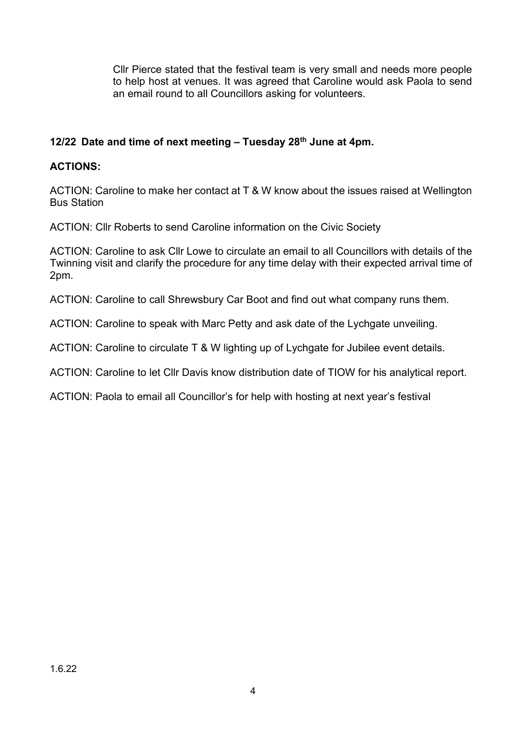Cllr Pierce stated that the festival team is very small and needs more people to help host at venues. It was agreed that Caroline would ask Paola to send an email round to all Councillors asking for volunteers.

**12/22 Date and time of next meeting – Tuesday 28th June at 4pm.**

**ACTIONS:**

ACTION: Caroline to make her contact at T & W know about the issues raised at Wellington Bus Station

ACTION: Cllr Roberts to send Caroline information on the Civic Society

ACTION: Caroline to ask Cllr Lowe to circulate an email to all Councillors with details of the Twinning visit and clarify the procedure for any time delay with their expected arrival time of 2pm.

ACTION: Caroline to call Shrewsbury Car Boot and find out what company runs them.

ACTION: Caroline to speak with Marc Petty and ask date of the Lychgate unveiling.

ACTION: Caroline to circulate T & W lighting up of Lychgate for Jubilee event details.

ACTION: Caroline to let Cllr Davis know distribution date of TIOW for his analytical report.

ACTION: Paola to email all Councillor's for help with hosting at next year's festival

1.6.22